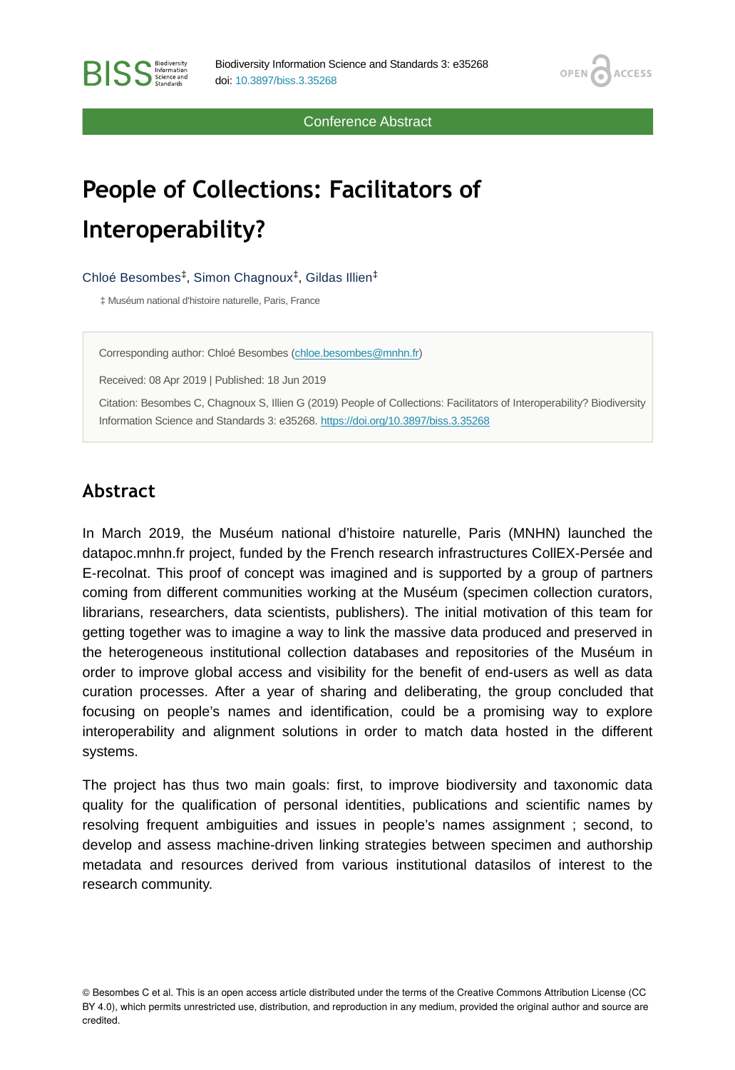Conference Abstract

# People of Collections: Facilitators of Interoperability?

Chloé Besombes[‡], Simon Chagnoux[‡], Gildas Illien[‡]

‡ Muséum national d'histoire naturelle, Paris, France

Corresponding author: Chloé Besombes (chloe.besombes@mnhn.fr)

Received: 08 Apr 2019 | Published: 18 Jun 2019

Citation: Besombes C, Chagnoux S, Illien G (2019) People of Collections: Facilitators of Interoperability? Biodiversity Information Science and Standards 3: e35268. https://doi.org/10.3897/biss.3.35268

## Abstract

In March 2019, the Muséum national d'histoire naturelle, Paris (MNHN) launched the datapoc.mnhn.fr project, funded by the French research infrastructures CollEX-Persée and E-recolnat. This proof of concept was imagined and is supported by a group of partners coming from different communities working at the Muséum (specimen collection curators, librarians, researchers, data scientists, publishers). The initial motivation of this team for getting together was to imagine a way to link the massive data produced and preserved in the heterogeneous institutional collection databases and repositories of the Muséum in order to improve global access and visibility for the benefit of end-users as well as data curation processes. After a year of sharing and deliberating, the group concluded that focusing on people's names and identification, could be a promising way to explore interoperability and alignment solutions in order to match data hosted in the different systems.

The project has thus two main goals: first, to improve biodiversity and taxonomic data quality for the qualification of personal identities, publications and scientific names by resolving frequent ambiguities and issues in people's names assignment ; second, to develop and assess machine-driven linking strategies between specimen and authorship metadata and resources derived from various institutional datasilos of interest to the research community.

© Besombes C et al. This is an open access article distributed under the terms of the Creative Commons Attribution License (CC BY 4.0), which permits unrestricted use, distribution, and reproduction in any medium, provided the original author and source are credited.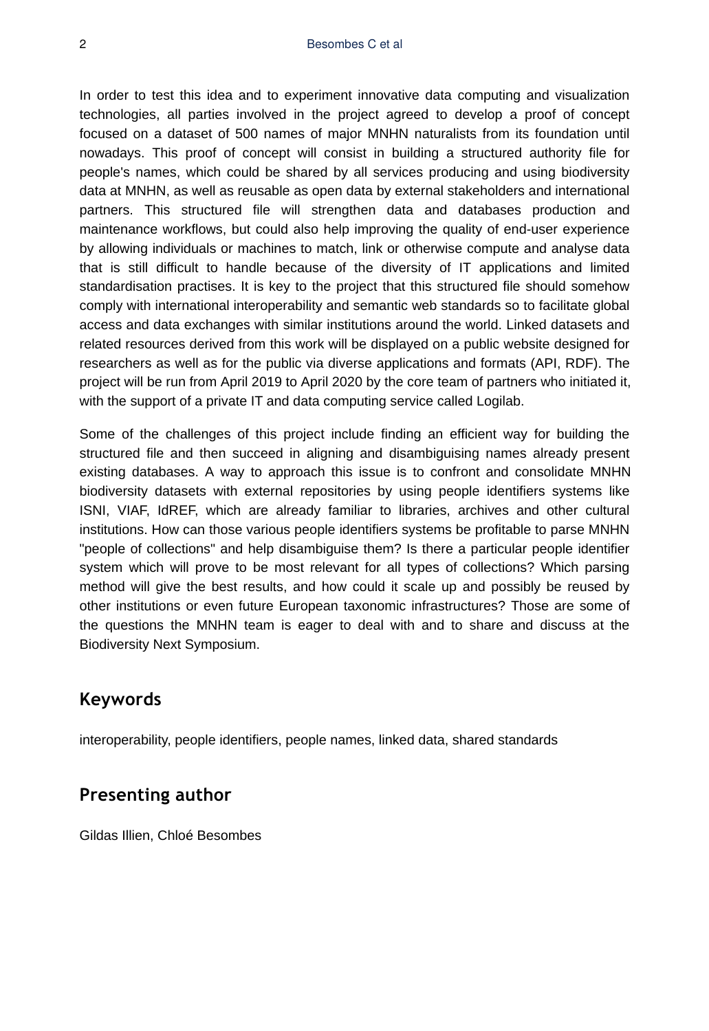In order to test this idea and to experiment innovative data computing and visualization technologies, all parties involved in the project agreed to develop a proof of concept focused on a dataset of 500 names of major MNHN naturalists from its foundation until nowadays. This proof of concept will consist in building a structured authority file for people's names, which could be shared by all services producing and using biodiversity data at MNHN, as well as reusable as open data by external stakeholders and international partners. This structured file will strengthen data and databases production and maintenance workflows, but could also help improving the quality of end-user experience by allowing individuals or machines to match, link or otherwise compute and analyse data that is still difficult to handle because of the diversity of IT applications and limited standardisation practises. It is key to the project that this structured file should somehow comply with international interoperability and semantic web standards so to facilitate global access and data exchanges with similar institutions around the world. Linked datasets and related resources derived from this work will be displayed on a public website designed for researchers as well as for the public via diverse applications and formats (API, RDF). The project will be run from April 2019 to April 2020 by the core team of partners who initiated it, with the support of a private IT and data computing service called Logilab.

Some of the challenges of this project include finding an efficient way for building the structured file and then succeed in aligning and disambiguising names already present existing databases. A way to approach this issue is to confront and consolidate MNHN biodiversity datasets with external repositories by using people identifiers systems like ISNI, VIAF, IdREF, which are already familiar to libraries, archives and other cultural institutions. How can those various people identifiers systems be profitable to parse MNHN "people of collections" and help disambiguise them? Is there a particular people identifier system which will prove to be most relevant for all types of collections? Which parsing method will give the best results, and how could it scale up and possibly be reused by other institutions or even future European taxonomic infrastructures? Those are some of the questions the MNHN team is eager to deal with and to share and discuss at the Biodiversity Next Symposium.

## Keywords

interoperability, people identifiers, people names, linked data, shared standards

## Presenting author

Gildas Illien, Chloé Besombes